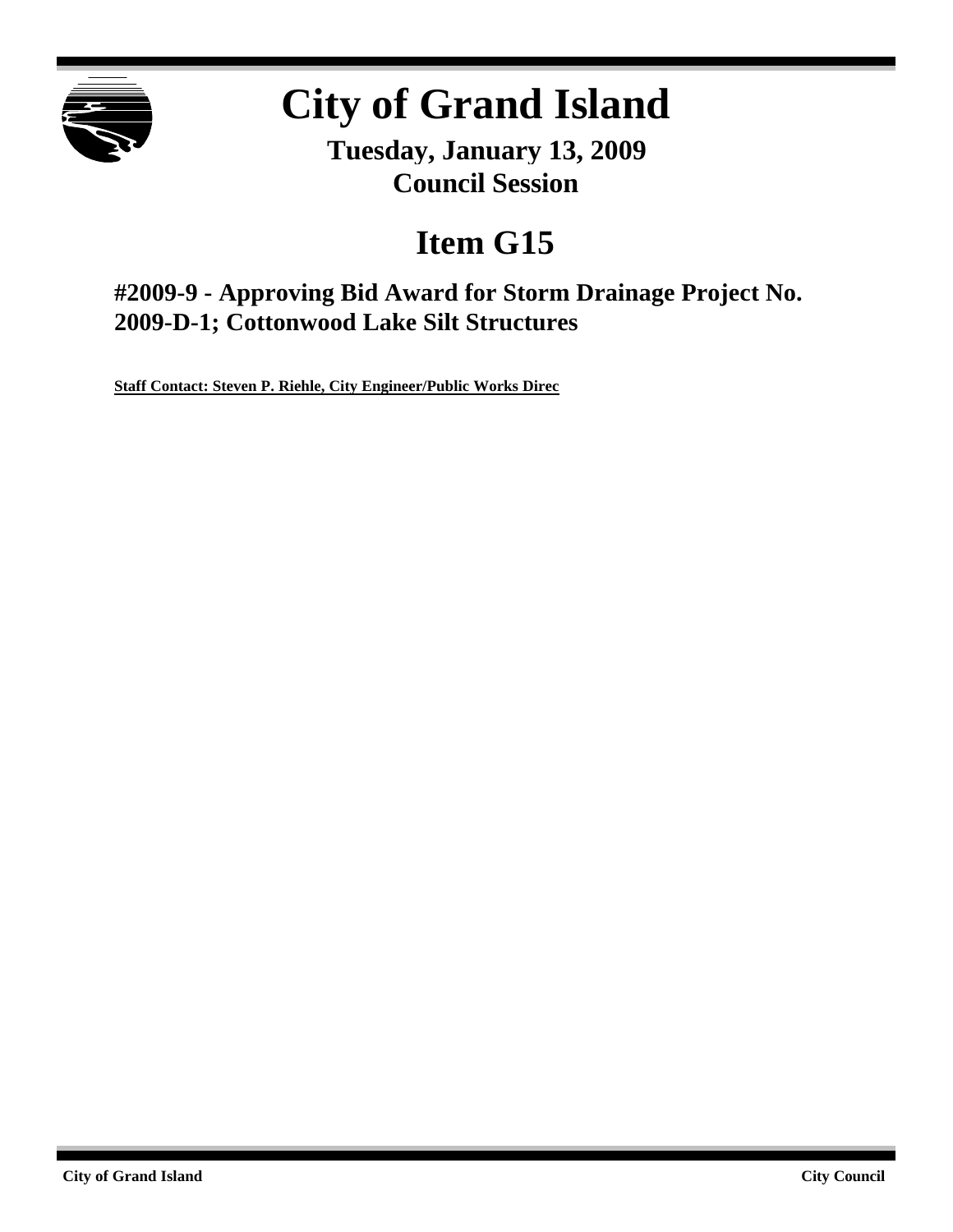# City of Grand Island

**Tuesday, January 13, 2009**
**Council Session**

## Item G15

### #2009-9 - Approving Bid Award for Storm Drainage Project No. 2009-D-1; Cottonwood Lake Silt Structures

**Staff Contact: Steven P. Riehle, City Engineer/Public Works Direc**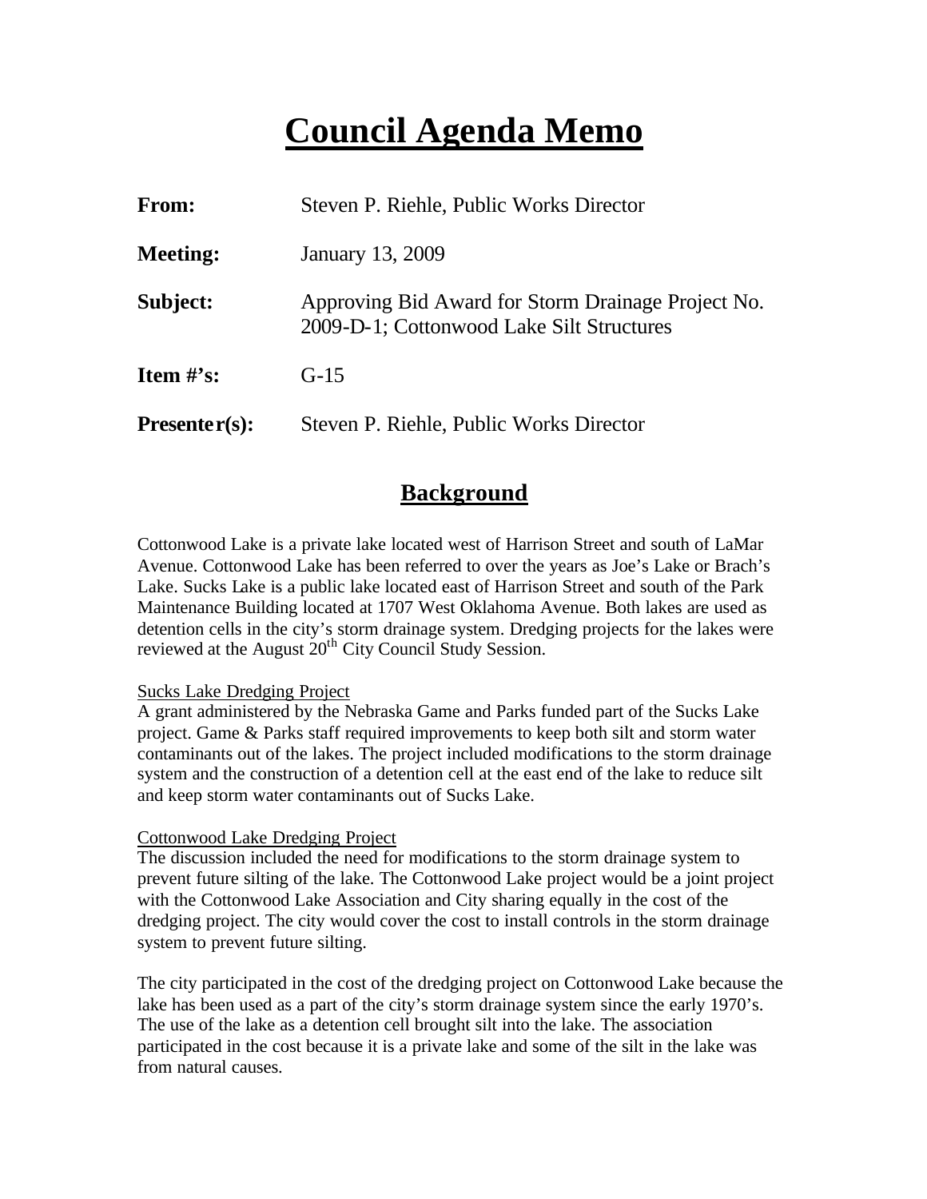# Council Agenda Memo

**From:** Steven P. Riehle, Public Works Director

**Meeting:** January 13, 2009

**Subject:** Approving Bid Award for Storm Drainage Project No. 2009-D-1; Cottonwood Lake Silt Structures

**Item #'s:** G-15

**Presenter(s):** Steven P. Riehle, Public Works Director

## Background

Cottonwood Lake is a private lake located west of Harrison Street and south of LaMar Avenue. Cottonwood Lake has been referred to over the years as Joe's Lake or Brach's Lake. Sucks Lake is a public lake located east of Harrison Street and south of the Park Maintenance Building located at 1707 West Oklahoma Avenue. Both lakes are used as detention cells in the city's storm drainage system. Dredging projects for the lakes were reviewed at the August 20th City Council Study Session.

Sucks Lake Dredging Project

A grant administered by the Nebraska Game and Parks funded part of the Sucks Lake project. Game & Parks staff required improvements to keep both silt and storm water contaminants out of the lakes. The project included modifications to the storm drainage system and the construction of a detention cell at the east end of the lake to reduce silt and keep storm water contaminants out of Sucks Lake.

Cottonwood Lake Dredging Project

The discussion included the need for modifications to the storm drainage system to prevent future silting of the lake. The Cottonwood Lake project would be a joint project with the Cottonwood Lake Association and City sharing equally in the cost of the dredging project. The city would cover the cost to install controls in the storm drainage system to prevent future silting.

The city participated in the cost of the dredging project on Cottonwood Lake because the lake has been used as a part of the city's storm drainage system since the early 1970's. The use of the lake as a detention cell brought silt into the lake. The association participated in the cost because it is a private lake and some of the silt in the lake was from natural causes.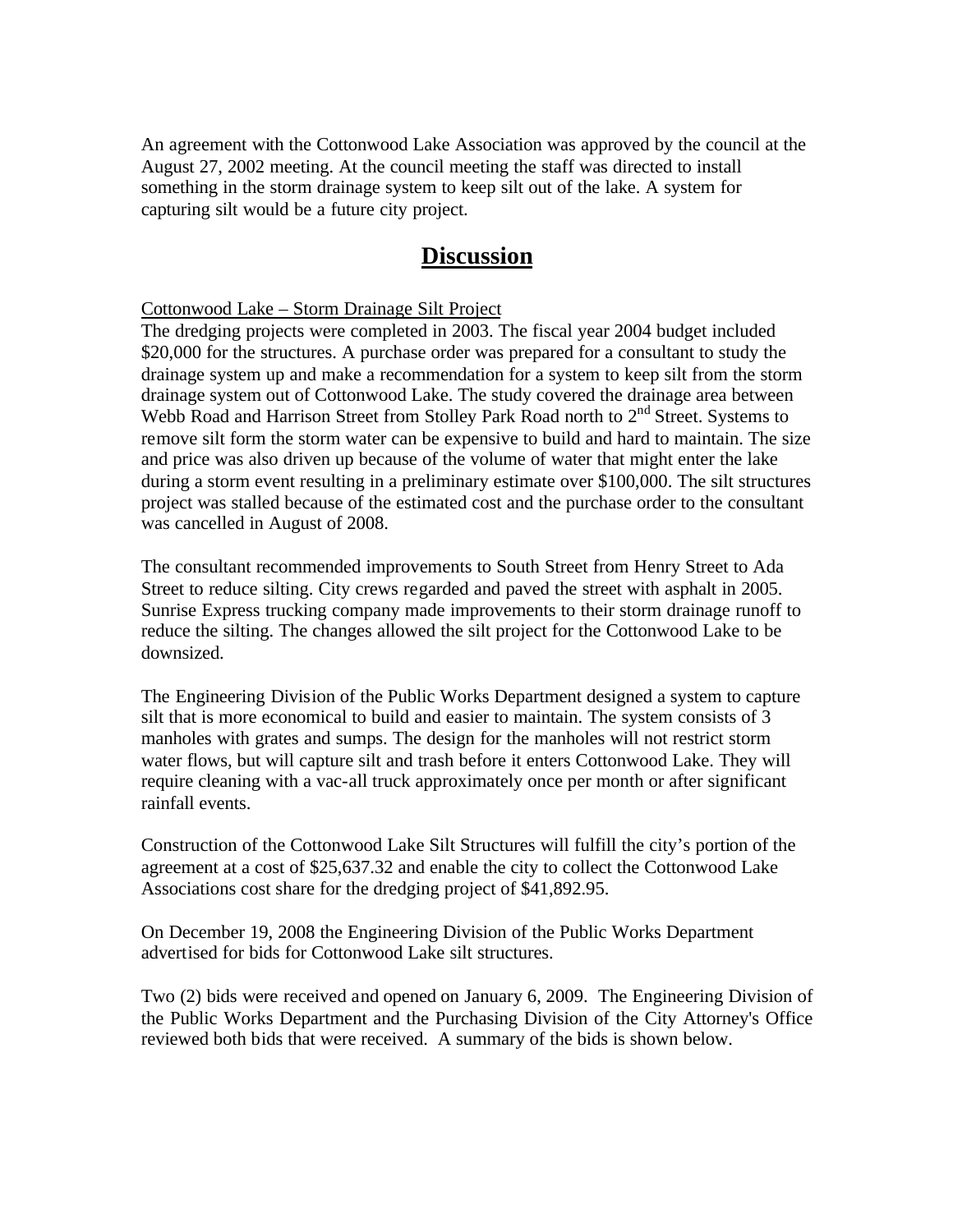An agreement with the Cottonwood Lake Association was approved by the council at the August 27, 2002 meeting. At the council meeting the staff was directed to install something in the storm drainage system to keep silt out of the lake. A system for capturing silt would be a future city project.

## Discussion

Cottonwood Lake – Storm Drainage Silt Project

The dredging projects were completed in 2003. The fiscal year 2004 budget included $20,000 for the structures. A purchase order was prepared for a consultant to study the drainage system up and make a recommendation for a system to keep silt from the storm drainage system out of Cottonwood Lake. The study covered the drainage area between Webb Road and Harrison Street from Stolley Park Road north to 2nd Street. Systems to remove silt form the storm water can be expensive to build and hard to maintain. The size and price was also driven up because of the volume of water that might enter the lake during a storm event resulting in a preliminary estimate over $100,000. The silt structures project was stalled because of the estimated cost and the purchase order to the consultant was cancelled in August of 2008.

The consultant recommended improvements to South Street from Henry Street to Ada Street to reduce silting. City crews regarded and paved the street with asphalt in 2005. Sunrise Express trucking company made improvements to their storm drainage runoff to reduce the silting. The changes allowed the silt project for the Cottonwood Lake to be downsized.

The Engineering Division of the Public Works Department designed a system to capture silt that is more economical to build and easier to maintain. The system consists of 3 manholes with grates and sumps. The design for the manholes will not restrict storm water flows, but will capture silt and trash before it enters Cottonwood Lake. They will require cleaning with a vac-all truck approximately once per month or after significant rainfall events.

Construction of the Cottonwood Lake Silt Structures will fulfill the city's portion of the agreement at a cost of $25,637.32 and enable the city to collect the Cottonwood Lake Associations cost share for the dredging project of $41,892.95.

On December 19, 2008 the Engineering Division of the Public Works Department advertised for bids for Cottonwood Lake silt structures.

Two (2) bids were received and opened on January 6, 2009. The Engineering Division of the Public Works Department and the Purchasing Division of the City Attorney's Office reviewed both bids that were received. A summary of the bids is shown below.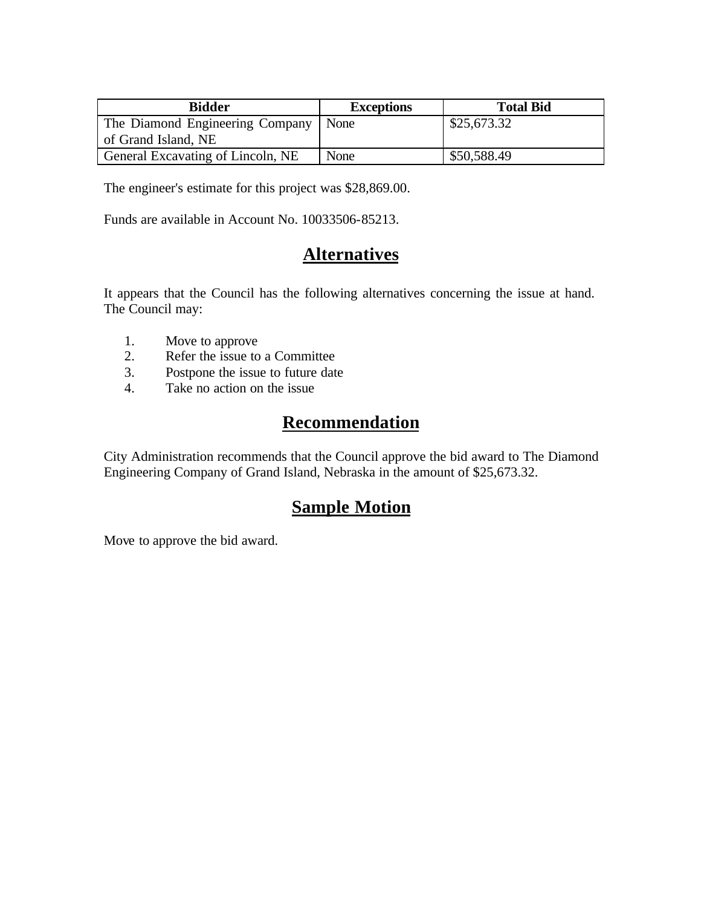| Bidder | Exceptions | Total Bid |
| --- | --- | --- |
| The Diamond Engineering Company of Grand Island, NE | None | $25,673.32 |
| General Excavating of Lincoln, NE | None | $50,588.49 |

The engineer's estimate for this project was $28,869.00.

Funds are available in Account No. 10033506-85213.

## Alternatives

It appears that the Council has the following alternatives concerning the issue at hand. The Council may:

1. Move to approve
2. Refer the issue to a Committee
3. Postpone the issue to future date
4. Take no action on the issue

## Recommendation

City Administration recommends that the Council approve the bid award to The Diamond Engineering Company of Grand Island, Nebraska in the amount of $25,673.32.

## Sample Motion

Move to approve the bid award.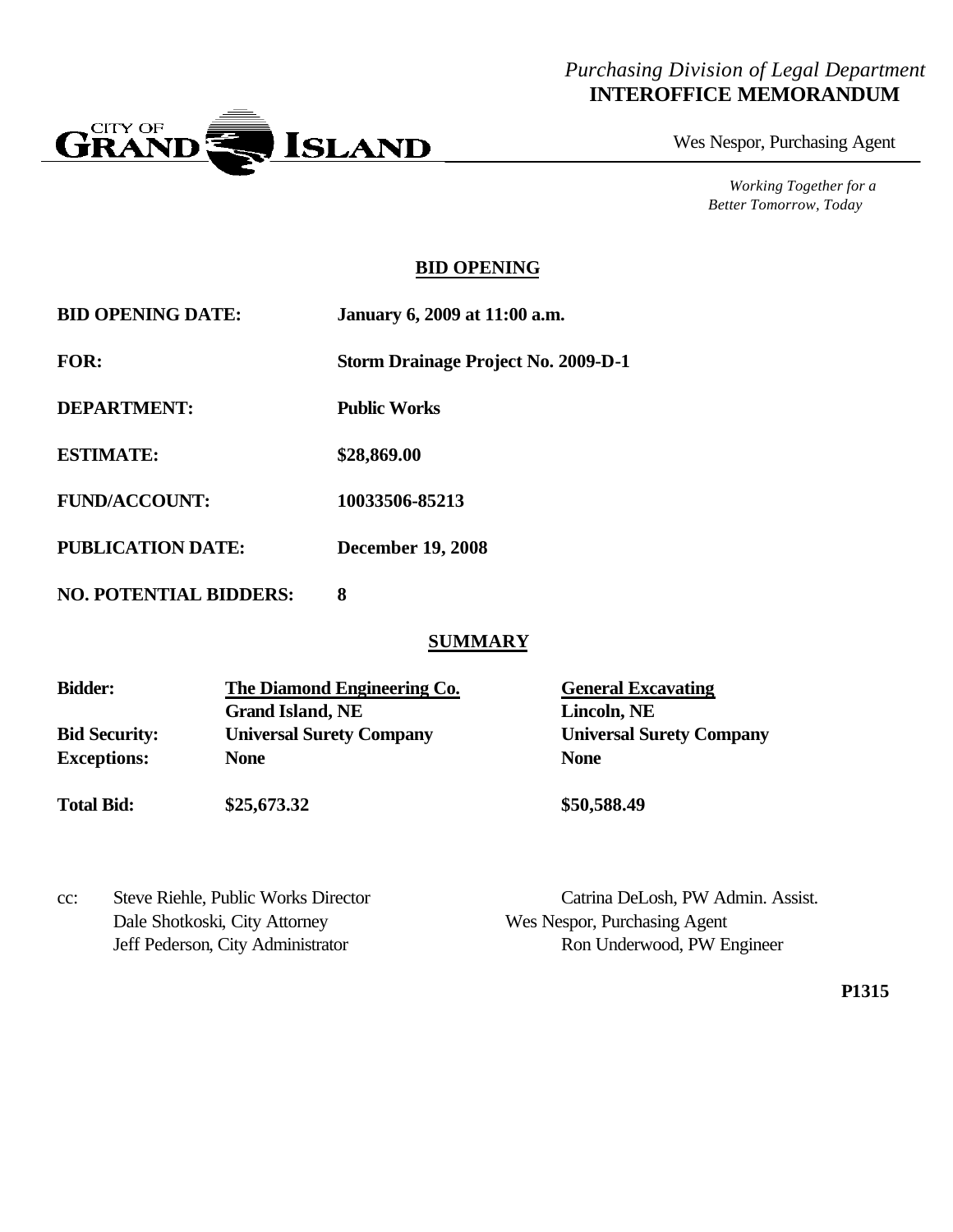*Purchasing Division of Legal Department*
**INTEROFFICE MEMORANDUM**

CITY OF GRAND ISLAND

Wes Nespor, Purchasing Agent

*Working Together for a Better Tomorrow, Today*

**BID OPENING**

| | |
|---|---|
| **BID OPENING DATE:** | **January 6, 2009 at 11:00 a.m.** |
| **FOR:** | **Storm Drainage Project No. 2009-D-1** |
| **DEPARTMENT:** | **Public Works** |
| **ESTIMATE:** | **$28,869.00** |
| **FUND/ACCOUNT:** | **10033506-85213** |
| **PUBLICATION DATE:** | **December 19, 2008** |
| **NO. POTENTIAL BIDDERS:** | **8** |

**SUMMARY**

| | | |
|---|---|---|
| **Bidder:** | **The Diamond Engineering Co.** <br> **Grand Island, NE** | **General Excavating** <br> **Lincoln, NE** |
| **Bid Security:** | **Universal Surety Company** | **Universal Surety Company** |
| **Exceptions:** | **None** | **None** |
| **Total Bid:** | **$25,673.32** | **$50,588.49** |

cc: Steve Riehle, Public Works Director
Dale Shotkoski, City Attorney
Jeff Pederson, City Administrator
Catrina DeLosh, PW Admin. Assist.
Wes Nespor, Purchasing Agent
Ron Underwood, PW Engineer

**P1315**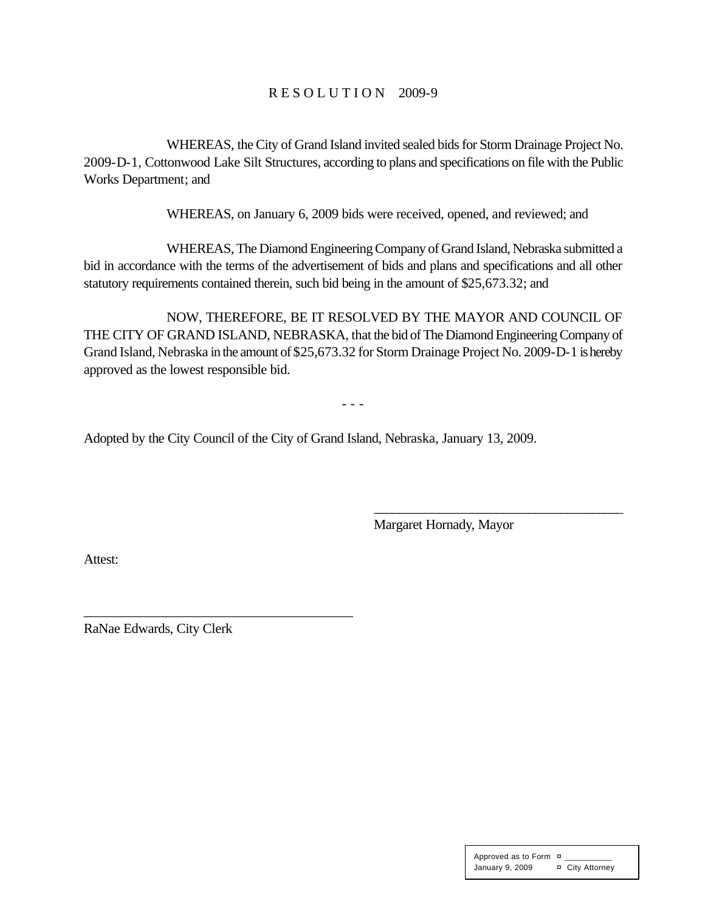# R E S O L U T I O N 2009-9

WHEREAS, the City of Grand Island invited sealed bids for Storm Drainage Project No. 2009-D-1, Cottonwood Lake Silt Structures, according to plans and specifications on file with the Public Works Department; and

WHEREAS, on January 6, 2009 bids were received, opened, and reviewed; and

WHEREAS, The Diamond Engineering Company of Grand Island, Nebraska submitted a bid in accordance with the terms of the advertisement of bids and plans and specifications and all other statutory requirements contained therein, such bid being in the amount of $25,673.32; and

NOW, THEREFORE, BE IT RESOLVED BY THE MAYOR AND COUNCIL OF THE CITY OF GRAND ISLAND, NEBRASKA, that the bid of The Diamond Engineering Company of Grand Island, Nebraska in the amount of $25,673.32 for Storm Drainage Project No. 2009-D-1 is hereby approved as the lowest responsible bid.

- - -

Adopted by the City Council of the City of Grand Island, Nebraska, January 13, 2009.

_______________________________________
Margaret Hornady, Mayor

Attest:

_______________________________________
RaNae Edwards, City Clerk

Approved as to Form ¤ ___________
January 9, 2009 ¤ City Attorney